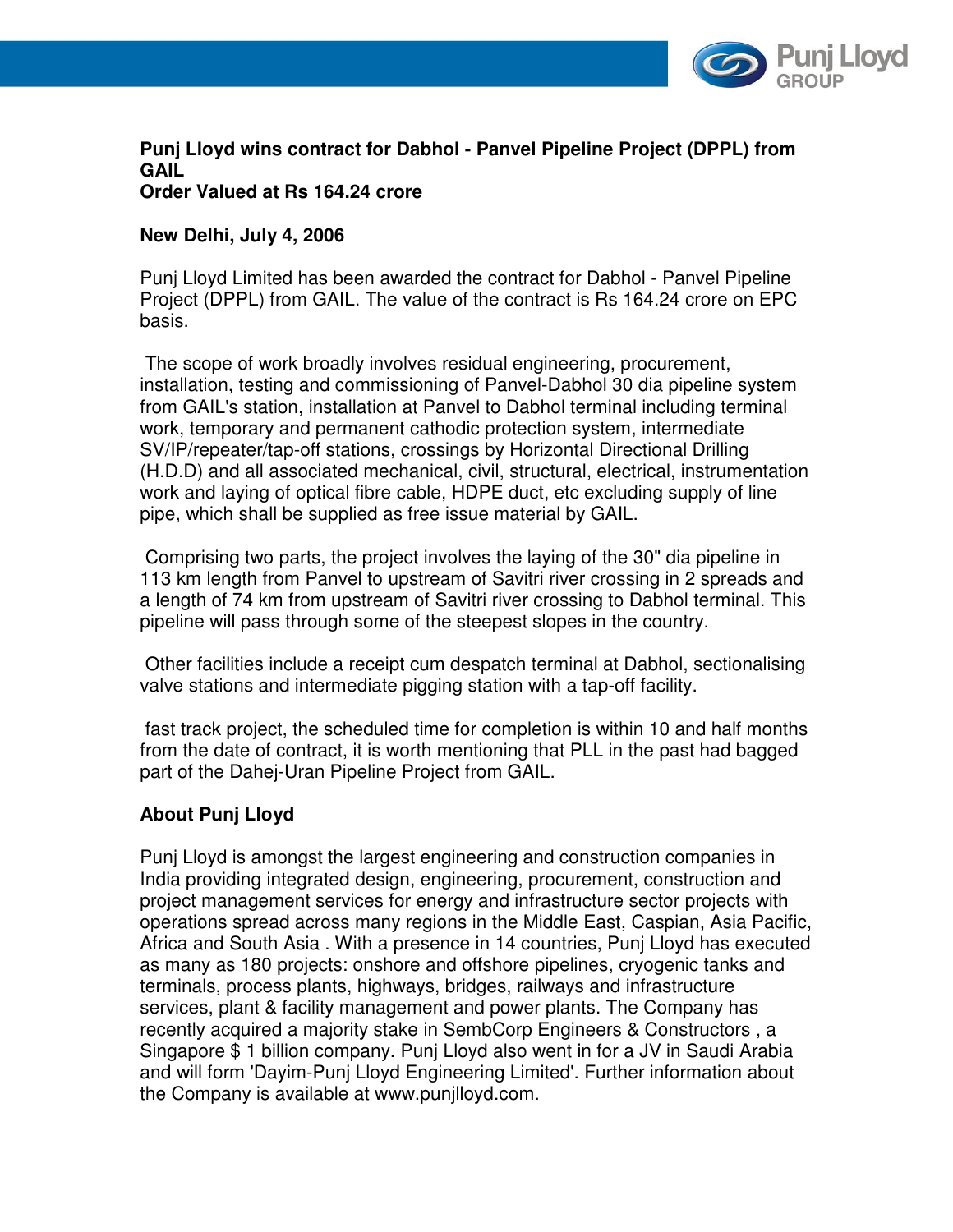**Punj Lloyd wins contract for Dabhol - Panvel Pipeline Project (DPPL) from GAIL**
**Order Valued at Rs 164.24 crore**

**New Delhi, July 4, 2006**

Punj Lloyd Limited has been awarded the contract for Dabhol - Panvel Pipeline Project (DPPL) from GAIL. The value of the contract is Rs 164.24 crore on EPC basis.

The scope of work broadly involves residual engineering, procurement, installation, testing and commissioning of Panvel-Dabhol 30 dia pipeline system from GAIL's station, installation at Panvel to Dabhol terminal including terminal work, temporary and permanent cathodic protection system, intermediate SV/IP/repeater/tap-off stations, crossings by Horizontal Directional Drilling (H.D.D) and all associated mechanical, civil, structural, electrical, instrumentation work and laying of optical fibre cable, HDPE duct, etc excluding supply of line pipe, which shall be supplied as free issue material by GAIL.

Comprising two parts, the project involves the laying of the 30" dia pipeline in 113 km length from Panvel to upstream of Savitri river crossing in 2 spreads and a length of 74 km from upstream of Savitri river crossing to Dabhol terminal. This pipeline will pass through some of the steepest slopes in the country.

Other facilities include a receipt cum despatch terminal at Dabhol, sectionalising valve stations and intermediate pigging station with a tap-off facility.

fast track project, the scheduled time for completion is within 10 and half months from the date of contract, it is worth mentioning that PLL in the past had bagged part of the Dahej-Uran Pipeline Project from GAIL.

## About Punj Lloyd

Punj Lloyd is amongst the largest engineering and construction companies in India providing integrated design, engineering, procurement, construction and project management services for energy and infrastructure sector projects with operations spread across many regions in the Middle East, Caspian, Asia Pacific, Africa and South Asia . With a presence in 14 countries, Punj Lloyd has executed as many as 180 projects: onshore and offshore pipelines, cryogenic tanks and terminals, process plants, highways, bridges, railways and infrastructure services, plant & facility management and power plants. The Company has recently acquired a majority stake in SembCorp Engineers & Constructors , a Singapore $ 1 billion company. Punj Lloyd also went in for a JV in Saudi Arabia and will form 'Dayim-Punj Lloyd Engineering Limited'. Further information about the Company is available at www.punjlloyd.com.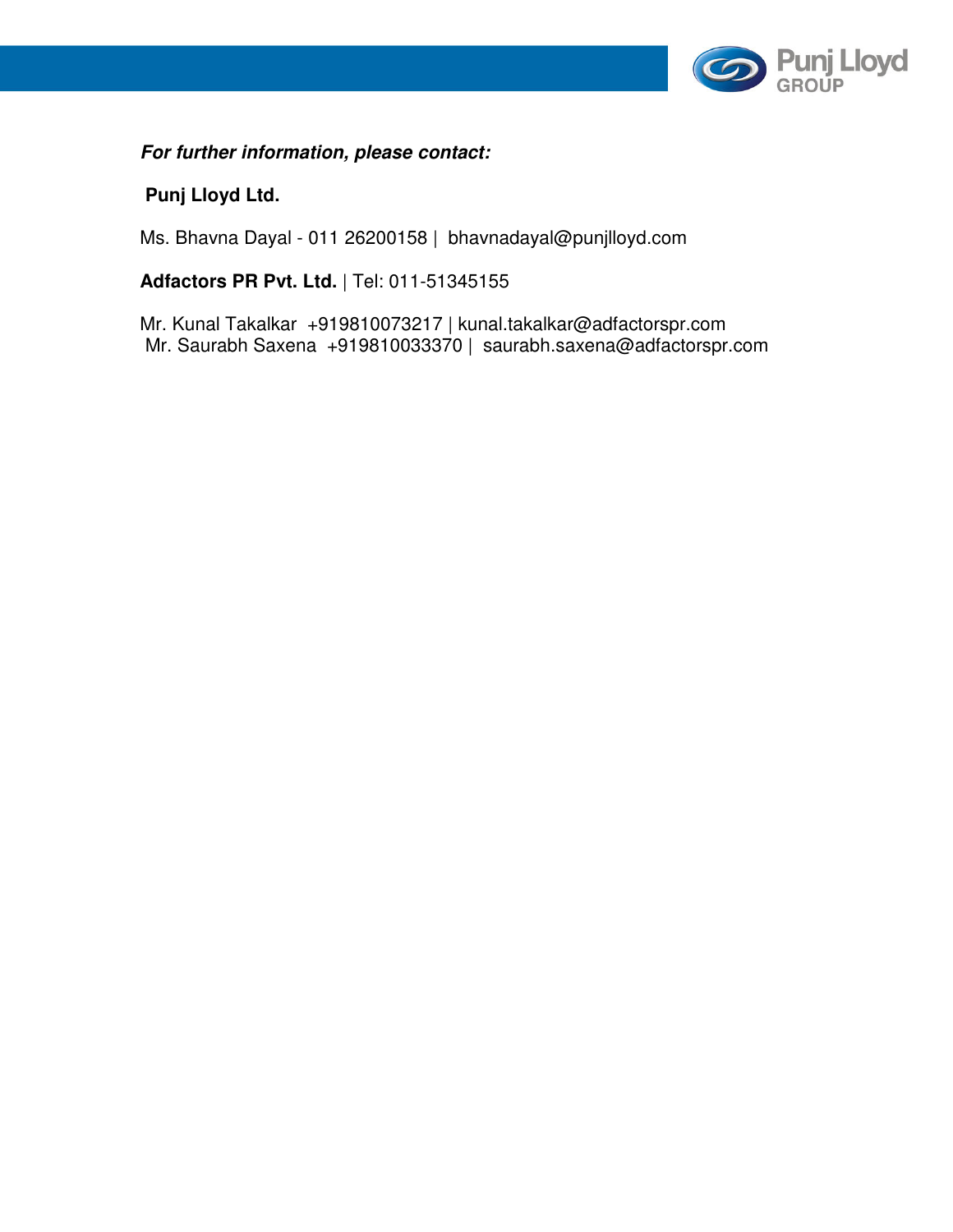***For further information, please contact:***

**Punj Lloyd Ltd.**

Ms. Bhavna Dayal - 011 26200158 | bhavnadayal@punjlloyd.com

**Adfactors PR Pvt. Ltd.** | Tel: 011-51345155

Mr. Kunal Takalkar +919810073217 | kunal.takalkar@adfactorspr.com
Mr. Saurabh Saxena +919810033370 | saurabh.saxena@adfactorspr.com